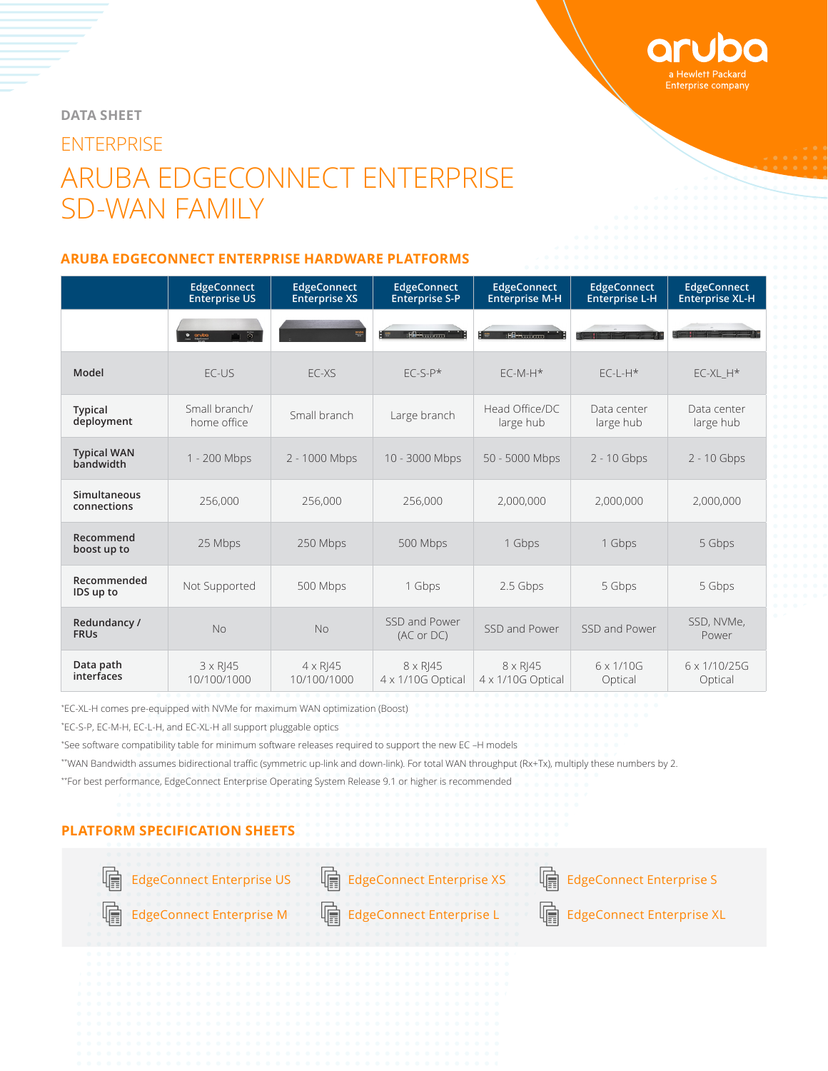DATA SHEET

ENTERPRISE

# ARUBA EDGECONNECT ENTERPRISE SD-WAN FAMILY

## ARUBA EDGECONNECT ENTERPRISE HARDWARE PLATFORMS

| | EdgeConnect Enterprise US | EdgeConnect Enterprise XS | EdgeConnect Enterprise S-P | EdgeConnect Enterprise M-H | EdgeConnect Enterprise L-H | EdgeConnect Enterprise XL-H |
|---|---|---|---|---|---|---|
| **Model** | EC-US | EC-XS | EC-S-P* | EC-M-H* | EC-L-H* | EC-XL_H* |
| **Typical deployment** | Small branch/ home office | Small branch | Large branch | Head Office/DC large hub | Data center large hub | Data center large hub |
| **Typical WAN bandwidth** | 1 - 200 Mbps | 2 - 1000 Mbps | 10 - 3000 Mbps | 50 - 5000 Mbps | 2 - 10 Gbps | 2 - 10 Gbps |
| **Simultaneous connections** | 256,000 | 256,000 | 256,000 | 2,000,000 | 2,000,000 | 2,000,000 |
| **Recommend boost up to** | 25 Mbps | 250 Mbps | 500 Mbps | 1 Gbps | 1 Gbps | 5 Gbps |
| **Recommended IDS up to** | Not Supported | 500 Mbps | 1 Gbps | 2.5 Gbps | 5 Gbps | 5 Gbps |
| **Redundancy / FRUs** | No | No | SSD and Power (AC or DC) | SSD and Power | SSD and Power | SSD, NVMe, Power |
| **Data path interfaces** | 3 x RJ45 10/100/1000 | 4 x RJ45 10/100/1000 | 8 x RJ45 4 x 1/10G Optical | 8 x RJ45 4 x 1/10G Optical | 6 x 1/10G Optical | 6 x 1/10/25G Optical |

*EC-XL-H comes pre-equipped with NVMe for maximum WAN optimization (Boost)

*EC-S-P, EC-M-H, EC-L-H, and EC-XL-H all support pluggable optics

*See software compatibility table for minimum software releases required to support the new EC –H models

**WAN Bandwidth assumes bidirectional traffic (symmetric up-link and down-link). For total WAN throughput (Rx+Tx), multiply these numbers by 2.

**For best performance, EdgeConnect Enterprise Operating System Release 9.1 or higher is recommended

## PLATFORM SPECIFICATION SHEETS

- EdgeConnect Enterprise US
- EdgeConnect Enterprise XS
- EdgeConnect Enterprise S
- EdgeConnect Enterprise M
- EdgeConnect Enterprise L
- EdgeConnect Enterprise XL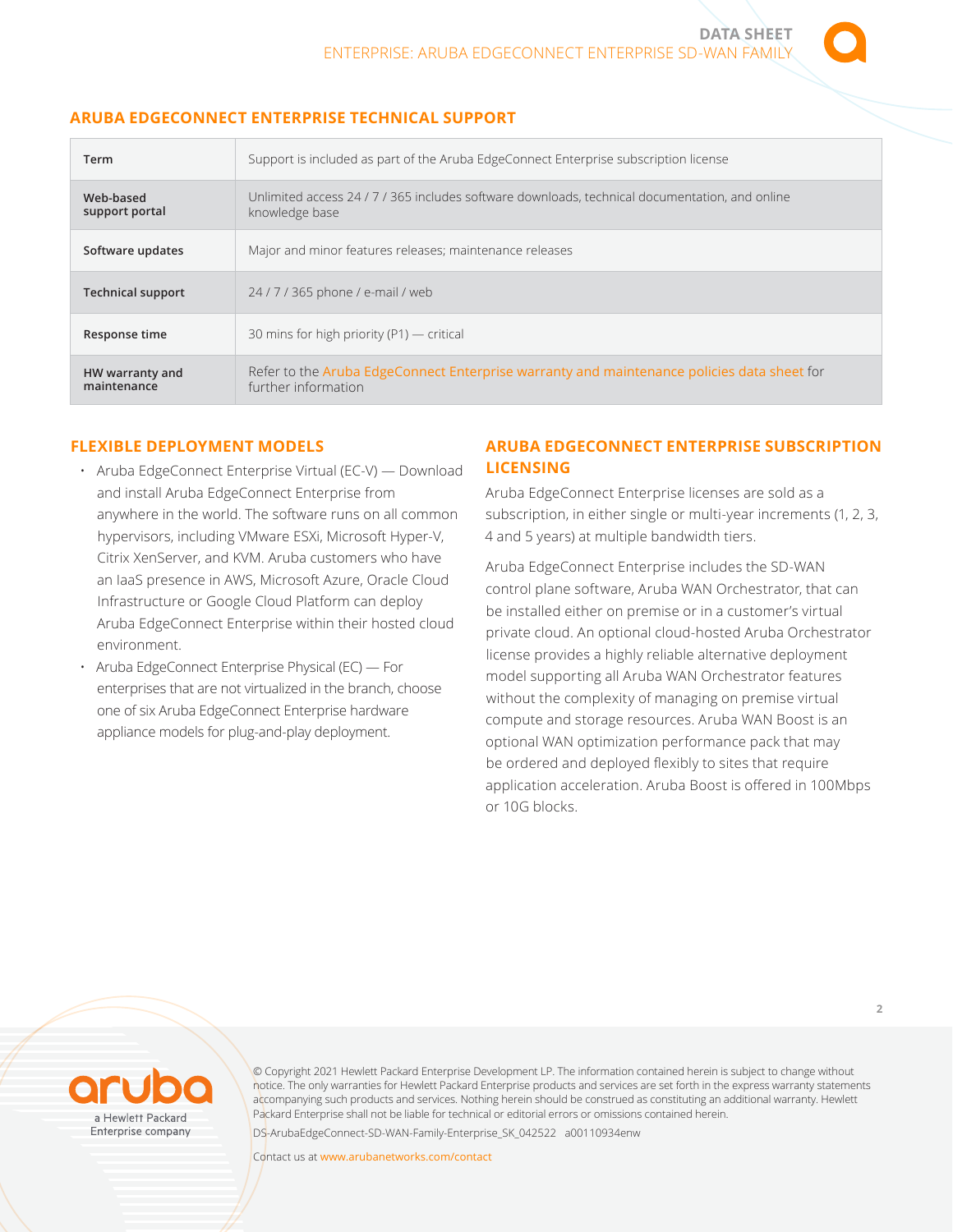## ARUBA EDGECONNECT ENTERPRISE TECHNICAL SUPPORT

| | |
|---|---|
| **Term** | Support is included as part of the Aruba EdgeConnect Enterprise subscription license |
| **Web-based support portal** | Unlimited access 24 / 7 / 365 includes software downloads, technical documentation, and online knowledge base |
| **Software updates** | Major and minor features releases; maintenance releases |
| **Technical support** | 24 / 7 / 365 phone / e-mail / web |
| **Response time** | 30 mins for high priority (P1) — critical |
| **HW warranty and maintenance** | Refer to the Aruba EdgeConnect Enterprise warranty and maintenance policies data sheet for further information |

## FLEXIBLE DEPLOYMENT MODELS

- Aruba EdgeConnect Enterprise Virtual (EC-V) — Download and install Aruba EdgeConnect Enterprise from anywhere in the world. The software runs on all common hypervisors, including VMware ESXi, Microsoft Hyper-V, Citrix XenServer, and KVM. Aruba customers who have an IaaS presence in AWS, Microsoft Azure, Oracle Cloud Infrastructure or Google Cloud Platform can deploy Aruba EdgeConnect Enterprise within their hosted cloud environment.
- Aruba EdgeConnect Enterprise Physical (EC) — For enterprises that are not virtualized in the branch, choose one of six Aruba EdgeConnect Enterprise hardware appliance models for plug-and-play deployment.

## ARUBA EDGECONNECT ENTERPRISE SUBSCRIPTION LICENSING

Aruba EdgeConnect Enterprise licenses are sold as a subscription, in either single or multi-year increments (1, 2, 3, 4 and 5 years) at multiple bandwidth tiers.

Aruba EdgeConnect Enterprise includes the SD-WAN control plane software, Aruba WAN Orchestrator, that can be installed either on premise or in a customer's virtual private cloud. An optional cloud-hosted Aruba Orchestrator license provides a highly reliable alternative deployment model supporting all Aruba WAN Orchestrator features without the complexity of managing on premise virtual compute and storage resources. Aruba WAN Boost is an optional WAN optimization performance pack that may be ordered and deployed flexibly to sites that require application acceleration. Aruba Boost is offered in 100Mbps or 10G blocks.

a Hewlett Packard Enterprise company

© Copyright 2021 Hewlett Packard Enterprise Development LP. The information contained herein is subject to change without notice. The only warranties for Hewlett Packard Enterprise products and services are set forth in the express warranty statements accompanying such products and services. Nothing herein should be construed as constituting an additional warranty. Hewlett Packard Enterprise shall not be liable for technical or editorial errors or omissions contained herein.

DS-ArubaEdgeConnect-SD-WAN-Family-Enterprise_SK_042522 a00110934enw

Contact us at www.arubanetworks.com/contact